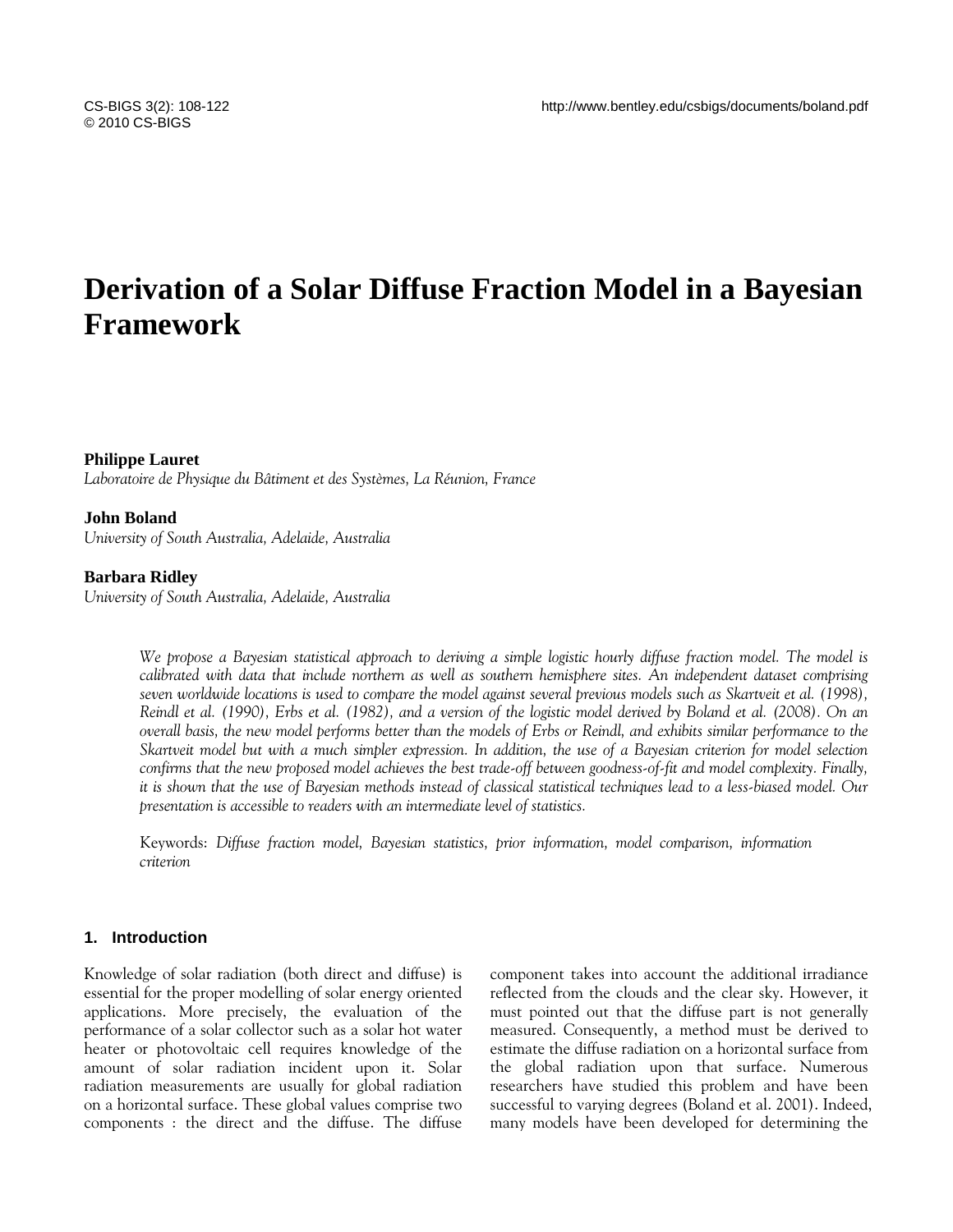# Derivation of a Solar Diffuse Fraction Model in a Bayesian Framework

**Philippe Lauret**
*Laboratoire de Physique du Bâtiment et des Systèmes, La Réunion, France*

**John Boland**
*University of South Australia, Adelaide, Australia*

**Barbara Ridley**
*University of South Australia, Adelaide, Australia*

*We propose a Bayesian statistical approach to deriving a simple logistic hourly diffuse fraction model. The model is calibrated with data that include northern as well as southern hemisphere sites. An independent dataset comprising seven worldwide locations is used to compare the model against several previous models such as Skartveit et al. (1998), Reindl et al. (1990), Erbs et al. (1982), and a version of the logistic model derived by Boland et al. (2008). On an overall basis, the new model performs better than the models of Erbs or Reindl, and exhibits similar performance to the Skartveit model but with a much simpler expression. In addition, the use of a Bayesian criterion for model selection confirms that the new proposed model achieves the best trade-off between goodness-of-fit and model complexity. Finally, it is shown that the use of Bayesian methods instead of classical statistical techniques lead to a less-biased model. Our presentation is accessible to readers with an intermediate level of statistics.*

Keywords: *Diffuse fraction model, Bayesian statistics, prior information, model comparison, information criterion*

## 1. Introduction

Knowledge of solar radiation (both direct and diffuse) is essential for the proper modelling of solar energy oriented applications. More precisely, the evaluation of the performance of a solar collector such as a solar hot water heater or photovoltaic cell requires knowledge of the amount of solar radiation incident upon it. Solar radiation measurements are usually for global radiation on a horizontal surface. These global values comprise two components : the direct and the diffuse. The diffuse component takes into account the additional irradiance reflected from the clouds and the clear sky. However, it must pointed out that the diffuse part is not generally measured. Consequently, a method must be derived to estimate the diffuse radiation on a horizontal surface from the global radiation upon that surface. Numerous researchers have studied this problem and have been successful to varying degrees (Boland et al. 2001). Indeed, many models have been developed for determining the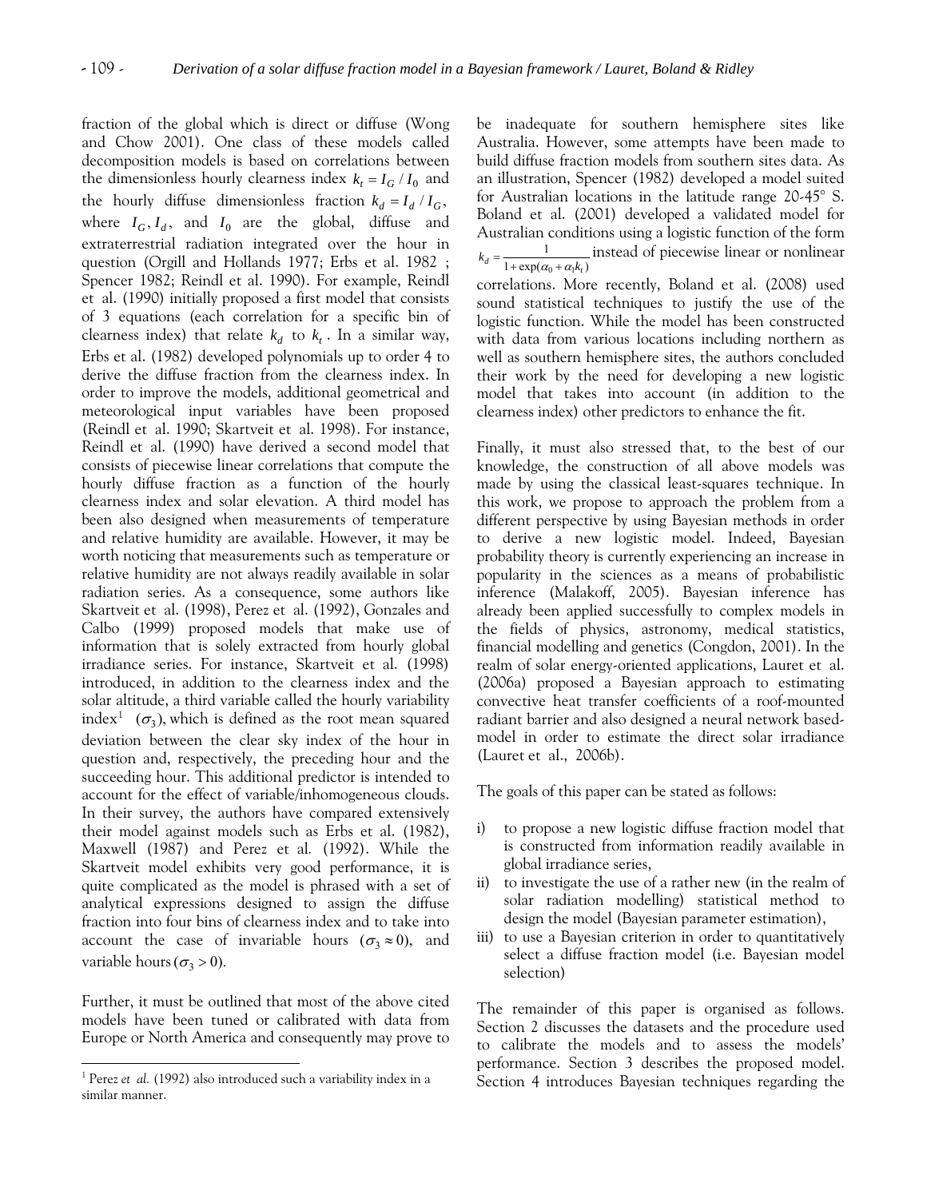fraction of the global which is direct or diffuse (Wong and Chow 2001). One class of these models called decomposition models is based on correlations between the dimensionless hourly clearness index $k_t = I_G / I_0$ and the hourly diffuse dimensionless fraction $k_d = I_d / I_G$, where $I_G, I_d$, and $I_0$ are the global, diffuse and extraterrestrial radiation integrated over the hour in question (Orgill and Hollands 1977; Erbs et al. 1982 ; Spencer 1982; Reindl et al. 1990). For example, Reindl et al. (1990) initially proposed a first model that consists of 3 equations (each correlation for a specific bin of clearness index) that relate $k_d$ to $k_t$. In a similar way, Erbs et al. (1982) developed polynomials up to order 4 to derive the diffuse fraction from the clearness index. In order to improve the models, additional geometrical and meteorological input variables have been proposed (Reindl et al. 1990; Skartveit et al. 1998). For instance, Reindl et al. (1990) have derived a second model that consists of piecewise linear correlations that compute the hourly diffuse fraction as a function of the hourly clearness index and solar elevation. A third model has been also designed when measurements of temperature and relative humidity are available. However, it may be worth noticing that measurements such as temperature or relative humidity are not always readily available in solar radiation series. As a consequence, some authors like Skartveit et al. (1998), Perez et al. (1992), Gonzales and Calbo (1999) proposed models that make use of information that is solely extracted from hourly global irradiance series. For instance, Skartveit et al. (1998) introduced, in addition to the clearness index and the solar altitude, a third variable called the hourly variability index[1] ($\sigma_3$), which is defined as the root mean squared deviation between the clear sky index of the hour in question and, respectively, the preceding hour and the succeeding hour. This additional predictor is intended to account for the effect of variable/inhomogeneous clouds. In their survey, the authors have compared extensively their model against models such as Erbs et al. (1982), Maxwell (1987) and Perez et al. (1992). While the Skartveit model exhibits very good performance, it is quite complicated as the model is phrased with a set of analytical expressions designed to assign the diffuse fraction into four bins of clearness index and to take into account the case of invariable hours ($\sigma_3 \approx 0$), and variable hours ($\sigma_3 > 0$).

Further, it must be outlined that most of the above cited models have been tuned or calibrated with data from Europe or North America and consequently may prove to be inadequate for southern hemisphere sites like Australia. However, some attempts have been made to build diffuse fraction models from southern sites data. As an illustration, Spencer (1982) developed a model suited for Australian locations in the latitude range 20-45° S. Boland et al. (2001) developed a validated model for Australian conditions using a logistic function of the form $k_d = \frac{1}{1+\exp(\alpha_0 + \alpha_1 k_t)}$ instead of piecewise linear or nonlinear correlations. More recently, Boland et al. (2008) used sound statistical techniques to justify the use of the logistic function. While the model has been constructed with data from various locations including northern as well as southern hemisphere sites, the authors concluded their work by the need for developing a new logistic model that takes into account (in addition to the clearness index) other predictors to enhance the fit.

Finally, it must also stressed that, to the best of our knowledge, the construction of all above models was made by using the classical least-squares technique. In this work, we propose to approach the problem from a different perspective by using Bayesian methods in order to derive a new logistic model. Indeed, Bayesian probability theory is currently experiencing an increase in popularity in the sciences as a means of probabilistic inference (Malakoff, 2005). Bayesian inference has already been applied successfully to complex models in the fields of physics, astronomy, medical statistics, financial modelling and genetics (Congdon, 2001). In the realm of solar energy-oriented applications, Lauret et al. (2006a) proposed a Bayesian approach to estimating convective heat transfer coefficients of a roof-mounted radiant barrier and also designed a neural network based-model in order to estimate the direct solar irradiance (Lauret et al., 2006b).

The goals of this paper can be stated as follows:

i) to propose a new logistic diffuse fraction model that is constructed from information readily available in global irradiance series,
ii) to investigate the use of a rather new (in the realm of solar radiation modelling) statistical method to design the model (Bayesian parameter estimation),
iii) to use a Bayesian criterion in order to quantitatively select a diffuse fraction model (i.e. Bayesian model selection)

The remainder of this paper is organised as follows. Section 2 discusses the datasets and the procedure used to calibrate the models and to assess the models' performance. Section 3 describes the proposed model. Section 4 introduces Bayesian techniques regarding the

[1] Perez *et al.* (1992) also introduced such a variability index in a similar manner.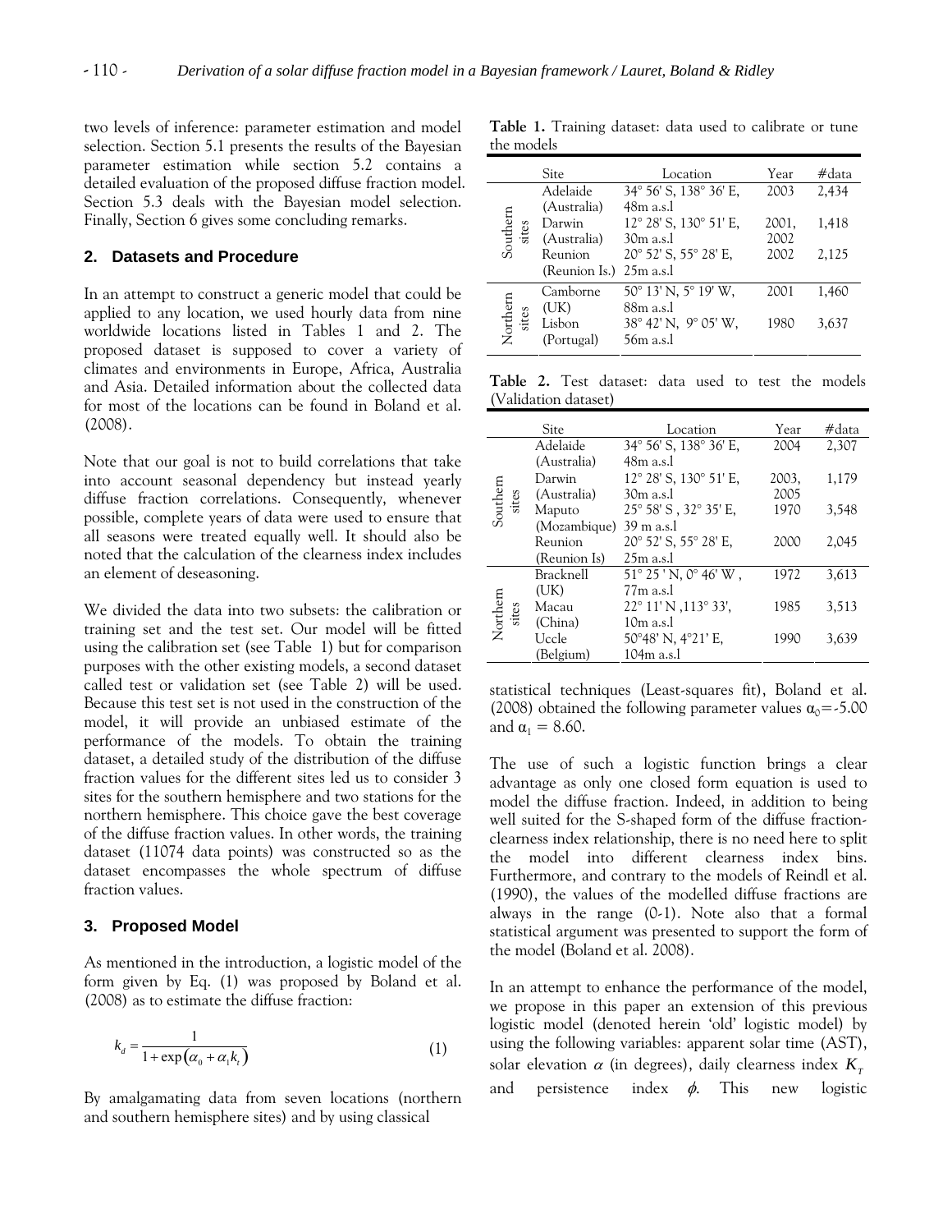two levels of inference: parameter estimation and model selection. Section 5.1 presents the results of the Bayesian parameter estimation while section 5.2 contains a detailed evaluation of the proposed diffuse fraction model. Section 5.3 deals with the Bayesian model selection. Finally, Section 6 gives some concluding remarks.

## 2. Datasets and Procedure

In an attempt to construct a generic model that could be applied to any location, we used hourly data from nine worldwide locations listed in Tables 1 and 2. The proposed dataset is supposed to cover a variety of climates and environments in Europe, Africa, Australia and Asia. Detailed information about the collected data for most of the locations can be found in Boland et al. (2008).

Note that our goal is not to build correlations that take into account seasonal dependency but instead yearly diffuse fraction correlations. Consequently, whenever possible, complete years of data were used to ensure that all seasons were treated equally well. It should also be noted that the calculation of the clearness index includes an element of deseasoning.

We divided the data into two subsets: the calibration or training set and the test set. Our model will be fitted using the calibration set (see Table 1) but for comparison purposes with the other existing models, a second dataset called test or validation set (see Table 2) will be used. Because this test set is not used in the construction of the model, it will provide an unbiased estimate of the performance of the models. To obtain the training dataset, a detailed study of the distribution of the diffuse fraction values for the different sites led us to consider 3 sites for the southern hemisphere and two stations for the northern hemisphere. This choice gave the best coverage of the diffuse fraction values. In other words, the training dataset (11074 data points) was constructed so as the dataset encompasses the whole spectrum of diffuse fraction values.

## 3. Proposed Model

As mentioned in the introduction, a logistic model of the form given by Eq. (1) was proposed by Boland et al. (2008) as to estimate the diffuse fraction:

$$k_d = \frac{1}{1+\exp\left(\alpha_0 + \alpha_1 k_t\right)} \tag{1}$$

By amalgamating data from seven locations (northern and southern hemisphere sites) and by using classical statistical techniques (Least-squares fit), Boland et al. (2008) obtained the following parameter values $\alpha_0$=-5.00 and $\alpha_1$ = 8.60.

The use of such a logistic function brings a clear advantage as only one closed form equation is used to model the diffuse fraction. Indeed, in addition to being well suited for the S-shaped form of the diffuse fraction-clearness index relationship, there is no need here to split the model into different clearness index bins. Furthermore, and contrary to the models of Reindl et al. (1990), the values of the modelled diffuse fractions are always in the range (0-1). Note also that a formal statistical argument was presented to support the form of the model (Boland et al. 2008).

In an attempt to enhance the performance of the model, we propose in this paper an extension of this previous logistic model (denoted herein 'old' logistic model) by using the following variables: apparent solar time (AST), solar elevation $\alpha$ (in degrees), daily clearness index $K_T$ and persistence index $\phi$. This new logistic

**Table 1.** Training dataset: data used to calibrate or tune the models

| | Site | Location | Year | #data |
|---|---|---|---|---|
| Southern sites | Adelaide (Australia) | 34° 56' S, 138° 36' E, 48m a.s.l | 2003 | 2,434 |
| | Darwin (Australia) | 12° 28' S, 130° 51' E, 30m a.s.l | 2001, 2002 | 1,418 |
| | Reunion (Reunion Is.) | 20° 52' S, 55° 28' E, 25m a.s.l | 2002 | 2,125 |
| Northern sites | Camborne (UK) | 50° 13' N, 5° 19' W, 88m a.s.l | 2001 | 1,460 |
| | Lisbon (Portugal) | 38° 42' N, 9° 05' W, 56m a.s.l | 1980 | 3,637 |

**Table 2.** Test dataset: data used to test the models (Validation dataset)

| | Site | Location | Year | #data |
|---|---|---|---|---|
| Southern sites | Adelaide (Australia) | 34° 56' S, 138° 36' E, 48m a.s.l | 2004 | 2,307 |
| | Darwin (Australia) | 12° 28' S, 130° 51' E, 30m a.s.l | 2003, 2005 | 1,179 |
| | Maputo (Mozambique) | 25° 58' S , 32° 35' E, 39 m a.s.l | 1970 | 3,548 |
| | Reunion (Reunion Is) | 20° 52' S, 55° 28' E, 25m a.s.l | 2000 | 2,045 |
| Northern sites | Bracknell (UK) | 51° 25 ' N, 0° 46' W , 77m a.s.l | 1972 | 3,613 |
| | Macau (China) | 22° 11' N ,113° 33', 10m a.s.l | 1985 | 3,513 |
| | Uccle (Belgium) | 50°48' N, 4°21' E, 104m a.s.l | 1990 | 3,639 |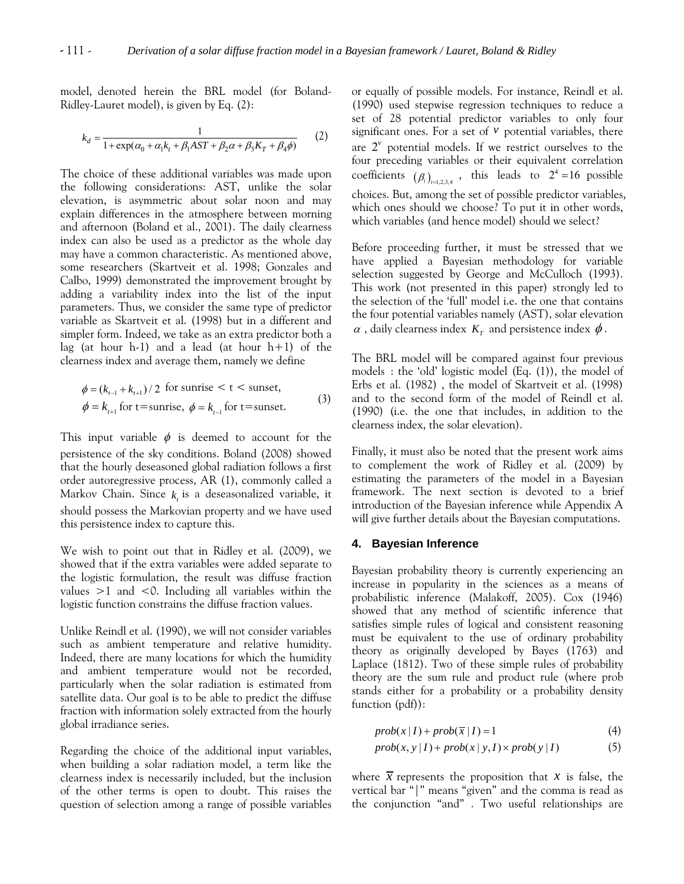model, denoted herein the BRL model (for Boland-Ridley-Lauret model), is given by Eq. (2):

$$k_d = \frac{1}{1+\exp(\alpha_0 + \alpha_1 k_t + \beta_1 AST + \beta_2 \alpha + \beta_3 K_T + \beta_4 \phi)} \quad (2)$$

The choice of these additional variables was made upon the following considerations: AST, unlike the solar elevation, is asymmetric about solar noon and may explain differences in the atmosphere between morning and afternoon (Boland et al., 2001). The daily clearness index can also be used as a predictor as the whole day may have a common characteristic. As mentioned above, some researchers (Skartveit et al. 1998; Gonzales and Calbo, 1999) demonstrated the improvement brought by adding a variability index into the list of the input parameters. Thus, we consider the same type of predictor variable as Skartveit et al. (1998) but in a different and simpler form. Indeed, we take as an extra predictor both a lag (at hour h-1) and a lead (at hour h+1) of the clearness index and average them, namely we define

$$\begin{aligned} &\phi = (k_{t-1} + k_{t+1})/2 \text{ for sunrise} < \text{t} < \text{sunset}, \\ &\phi = k_{t+1} \text{ for t=sunrise, } \phi = k_{t-1} \text{ for t=sunset.} \end{aligned} \quad (3)$$

This input variable $\phi$ is deemed to account for the persistence of the sky conditions. Boland (2008) showed that the hourly deseasoned global radiation follows a first order autoregressive process, AR (1), commonly called a Markov Chain. Since $k_t$ is a deseasonalized variable, it should possess the Markovian property and we have used this persistence index to capture this.

We wish to point out that in Ridley et al. (2009), we showed that if the extra variables were added separate to the logistic formulation, the result was diffuse fraction values >1 and <0. Including all variables within the logistic function constrains the diffuse fraction values.

Unlike Reindl et al. (1990), we will not consider variables such as ambient temperature and relative humidity. Indeed, there are many locations for which the humidity and ambient temperature would not be recorded, particularly when the solar radiation is estimated from satellite data. Our goal is to be able to predict the diffuse fraction with information solely extracted from the hourly global irradiance series.

Regarding the choice of the additional input variables, when building a solar radiation model, a term like the clearness index is necessarily included, but the inclusion of the other terms is open to doubt. This raises the question of selection among a range of possible variables or equally of possible models. For instance, Reindl et al. (1990) used stepwise regression techniques to reduce a set of 28 potential predictor variables to only four significant ones. For a set of $v$ potential variables, there are $2^v$ potential models. If we restrict ourselves to the four preceding variables or their equivalent correlation coefficients $(\beta_i)_{i=1,2,3,4}$, this leads to $2^4 = 16$ possible choices. But, among the set of possible predictor variables, which ones should we choose? To put it in other words, which variables (and hence model) should we select?

Before proceeding further, it must be stressed that we have applied a Bayesian methodology for variable selection suggested by George and McCulloch (1993). This work (not presented in this paper) strongly led to the selection of the 'full' model i.e. the one that contains the four potential variables namely (AST), solar elevation $\alpha$, daily clearness index $K_T$ and persistence index $\phi$.

The BRL model will be compared against four previous models : the 'old' logistic model (Eq. (1)), the model of Erbs et al. (1982) , the model of Skartveit et al. (1998) and to the second form of the model of Reindl et al. (1990) (i.e. the one that includes, in addition to the clearness index, the solar elevation).

Finally, it must also be noted that the present work aims to complement the work of Ridley et al. (2009) by estimating the parameters of the model in a Bayesian framework. The next section is devoted to a brief introduction of the Bayesian inference while Appendix A will give further details about the Bayesian computations.

## 4. Bayesian Inference

Bayesian probability theory is currently experiencing an increase in popularity in the sciences as a means of probabilistic inference (Malakoff, 2005). Cox (1946) showed that any method of scientific inference that satisfies simple rules of logical and consistent reasoning must be equivalent to the use of ordinary probability theory as originally developed by Bayes (1763) and Laplace (1812). Two of these simple rules of probability theory are the sum rule and product rule (where prob stands either for a probability or a probability density function (pdf)):

$$prob(x \mid I) + prob(\overline{x} \mid I) = 1 \quad (4)$$

$$prob(x, y \mid I) + prob(x \mid y, I) \times prob(y \mid I) \quad (5)$$

where $\overline{x}$ represents the proposition that $x$ is false, the vertical bar "|" means "given" and the comma is read as the conjunction "and" . Two useful relationships are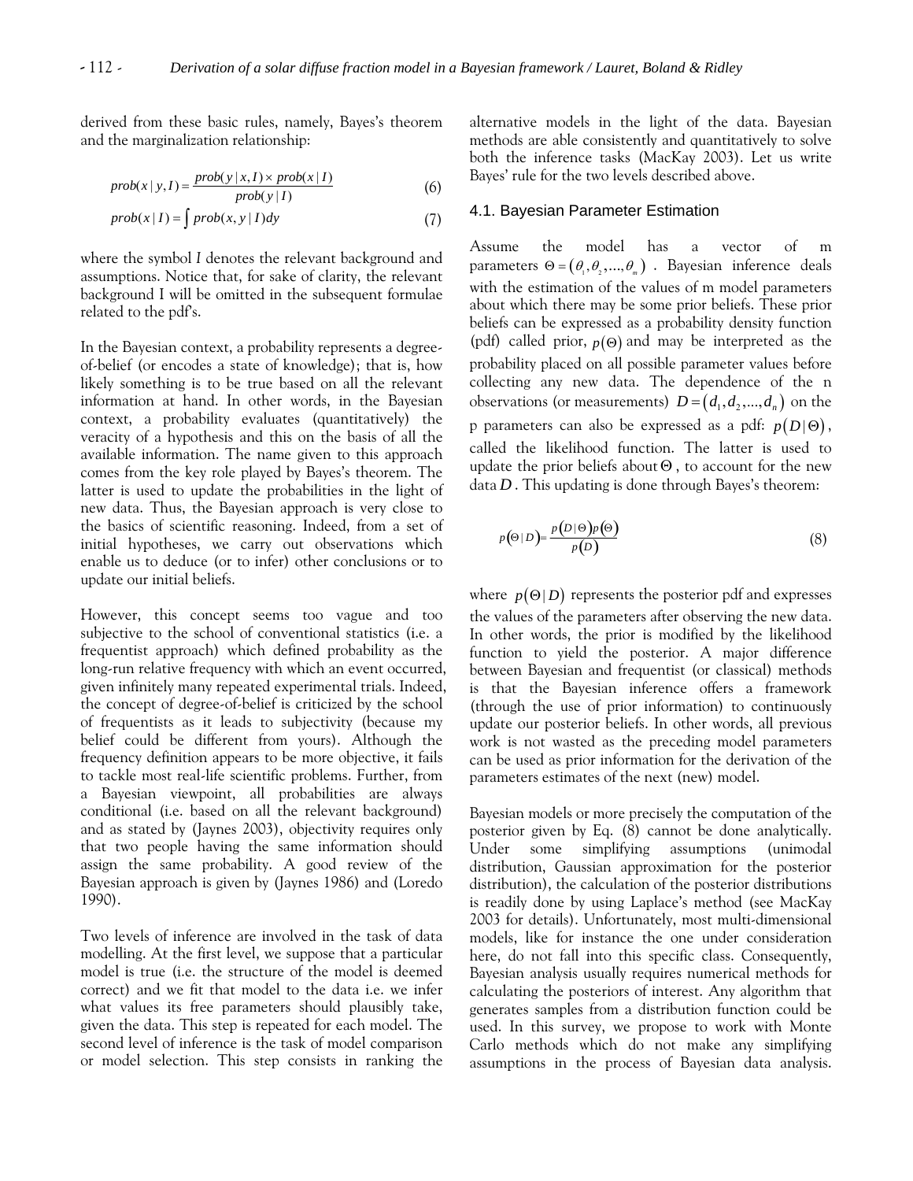derived from these basic rules, namely, Bayes's theorem and the marginalization relationship:

$$prob(x \mid y, I) = \frac{prob(y \mid x, I) \times prob(x \mid I)}{prob(y \mid I)} \tag{6}$$

$$prob(x \mid I) = \int prob(x, y \mid I) dy \tag{7}$$

where the symbol *I* denotes the relevant background and assumptions. Notice that, for sake of clarity, the relevant background I will be omitted in the subsequent formulae related to the pdf's.

In the Bayesian context, a probability represents a degree-of-belief (or encodes a state of knowledge); that is, how likely something is to be true based on all the relevant information at hand. In other words, in the Bayesian context, a probability evaluates (quantitatively) the veracity of a hypothesis and this on the basis of all the available information. The name given to this approach comes from the key role played by Bayes's theorem. The latter is used to update the probabilities in the light of new data. Thus, the Bayesian approach is very close to the basics of scientific reasoning. Indeed, from a set of initial hypotheses, we carry out observations which enable us to deduce (or to infer) other conclusions or to update our initial beliefs.

However, this concept seems too vague and too subjective to the school of conventional statistics (i.e. a frequentist approach) which defined probability as the long-run relative frequency with which an event occurred, given infinitely many repeated experimental trials. Indeed, the concept of degree-of-belief is criticized by the school of frequentists as it leads to subjectivity (because my belief could be different from yours). Although the frequency definition appears to be more objective, it fails to tackle most real-life scientific problems. Further, from a Bayesian viewpoint, all probabilities are always conditional (i.e. based on all the relevant background) and as stated by (Jaynes 2003), objectivity requires only that two people having the same information should assign the same probability. A good review of the Bayesian approach is given by (Jaynes 1986) and (Loredo 1990).

Two levels of inference are involved in the task of data modelling. At the first level, we suppose that a particular model is true (i.e. the structure of the model is deemed correct) and we fit that model to the data i.e. we infer what values its free parameters should plausibly take, given the data. This step is repeated for each model. The second level of inference is the task of model comparison or model selection. This step consists in ranking the alternative models in the light of the data. Bayesian methods are able consistently and quantitatively to solve both the inference tasks (MacKay 2003). Let us write Bayes' rule for the two levels described above.

## 4.1. Bayesian Parameter Estimation

Assume the model has a vector of m parameters $\Theta = (\theta_1, \theta_2, \ldots, \theta_m)$. Bayesian inference deals with the estimation of the values of m model parameters about which there may be some prior beliefs. These prior beliefs can be expressed as a probability density function (pdf) called prior, $p(\Theta)$ and may be interpreted as the probability placed on all possible parameter values before collecting any new data. The dependence of the n observations (or measurements) $D = (d_1, d_2, \ldots, d_n)$ on the p parameters can also be expressed as a pdf: $p(D \mid \Theta)$, called the likelihood function. The latter is used to update the prior beliefs about $\Theta$, to account for the new data $D$. This updating is done through Bayes's theorem:

$$p(\Theta \mid D) = \frac{p(D \mid \Theta) p(\Theta)}{p(D)} \tag{8}$$

where $p(\Theta \mid D)$ represents the posterior pdf and expresses the values of the parameters after observing the new data. In other words, the prior is modified by the likelihood function to yield the posterior. A major difference between Bayesian and frequentist (or classical) methods is that the Bayesian inference offers a framework (through the use of prior information) to continuously update our posterior beliefs. In other words, all previous work is not wasted as the preceding model parameters can be used as prior information for the derivation of the parameters estimates of the next (new) model.

Bayesian models or more precisely the computation of the posterior given by Eq. (8) cannot be done analytically. Under some simplifying assumptions (unimodal distribution, Gaussian approximation for the posterior distribution), the calculation of the posterior distributions is readily done by using Laplace's method (see MacKay 2003 for details). Unfortunately, most multi-dimensional models, like for instance the one under consideration here, do not fall into this specific class. Consequently, Bayesian analysis usually requires numerical methods for calculating the posteriors of interest. Any algorithm that generates samples from a distribution function could be used. In this survey, we propose to work with Monte Carlo methods which do not make any simplifying assumptions in the process of Bayesian data analysis.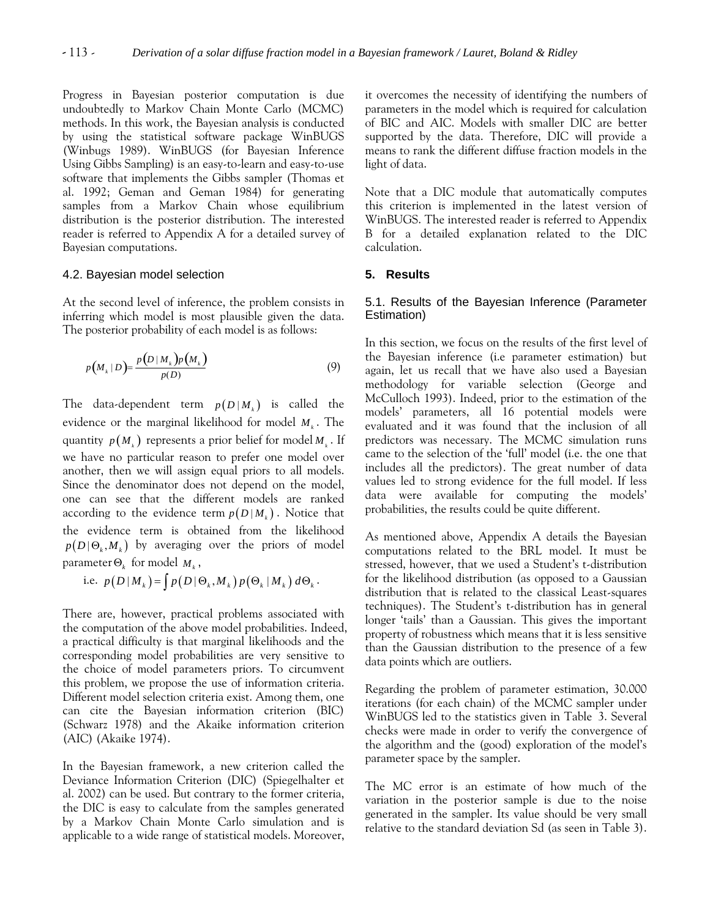Progress in Bayesian posterior computation is due undoubtedly to Markov Chain Monte Carlo (MCMC) methods. In this work, the Bayesian analysis is conducted by using the statistical software package WinBUGS (Winbugs 1989). WinBUGS (for Bayesian Inference Using Gibbs Sampling) is an easy-to-learn and easy-to-use software that implements the Gibbs sampler (Thomas et al. 1992; Geman and Geman 1984) for generating samples from a Markov Chain whose equilibrium distribution is the posterior distribution. The interested reader is referred to Appendix A for a detailed survey of Bayesian computations.

### 4.2. Bayesian model selection

At the second level of inference, the problem consists in inferring which model is most plausible given the data. The posterior probability of each model is as follows:

$$p(M_k \mid D) = \frac{p(D \mid M_k)\, p(M_k)}{p(D)} \tag{9}$$

The data-dependent term $p(D \mid M_k)$ is called the evidence or the marginal likelihood for model $M_k$. The quantity $p(M_k)$ represents a prior belief for model $M_k$. If we have no particular reason to prefer one model over another, then we will assign equal priors to all models. Since the denominator does not depend on the model, one can see that the different models are ranked according to the evidence term $p(D \mid M_k)$. Notice that the evidence term is obtained from the likelihood $p(D \mid \Theta_k, M_k)$ by averaging over the priors of model parameter $\Theta_k$ for model $M_k$,

i.e. $p(D \mid M_k) = \int p(D \mid \Theta_k, M_k)\, p(\Theta_k \mid M_k)\, d\Theta_k$.

There are, however, practical problems associated with the computation of the above model probabilities. Indeed, a practical difficulty is that marginal likelihoods and the corresponding model probabilities are very sensitive to the choice of model parameters priors. To circumvent this problem, we propose the use of information criteria. Different model selection criteria exist. Among them, one can cite the Bayesian information criterion (BIC) (Schwarz 1978) and the Akaike information criterion (AIC) (Akaike 1974).

In the Bayesian framework, a new criterion called the Deviance Information Criterion (DIC) (Spiegelhalter et al. 2002) can be used. But contrary to the former criteria, the DIC is easy to calculate from the samples generated by a Markov Chain Monte Carlo simulation and is applicable to a wide range of statistical models. Moreover, it overcomes the necessity of identifying the numbers of parameters in the model which is required for calculation of BIC and AIC. Models with smaller DIC are better supported by the data. Therefore, DIC will provide a means to rank the different diffuse fraction models in the light of data.

Note that a DIC module that automatically computes this criterion is implemented in the latest version of WinBUGS. The interested reader is referred to Appendix B for a detailed explanation related to the DIC calculation.

## 5. Results

### 5.1. Results of the Bayesian Inference (Parameter Estimation)

In this section, we focus on the results of the first level of the Bayesian inference (i.e parameter estimation) but again, let us recall that we have also used a Bayesian methodology for variable selection (George and McCulloch 1993). Indeed, prior to the estimation of the models' parameters, all 16 potential models were evaluated and it was found that the inclusion of all predictors was necessary. The MCMC simulation runs came to the selection of the 'full' model (i.e. the one that includes all the predictors). The great number of data values led to strong evidence for the full model. If less data were available for computing the models' probabilities, the results could be quite different.

As mentioned above, Appendix A details the Bayesian computations related to the BRL model. It must be stressed, however, that we used a Student's t-distribution for the likelihood distribution (as opposed to a Gaussian distribution that is related to the classical Least-squares techniques). The Student's t-distribution has in general longer 'tails' than a Gaussian. This gives the important property of robustness which means that it is less sensitive than the Gaussian distribution to the presence of a few data points which are outliers.

Regarding the problem of parameter estimation, 30.000 iterations (for each chain) of the MCMC sampler under WinBUGS led to the statistics given in Table 3. Several checks were made in order to verify the convergence of the algorithm and the (good) exploration of the model's parameter space by the sampler.

The MC error is an estimate of how much of the variation in the posterior sample is due to the noise generated in the sampler. Its value should be very small relative to the standard deviation Sd (as seen in Table 3).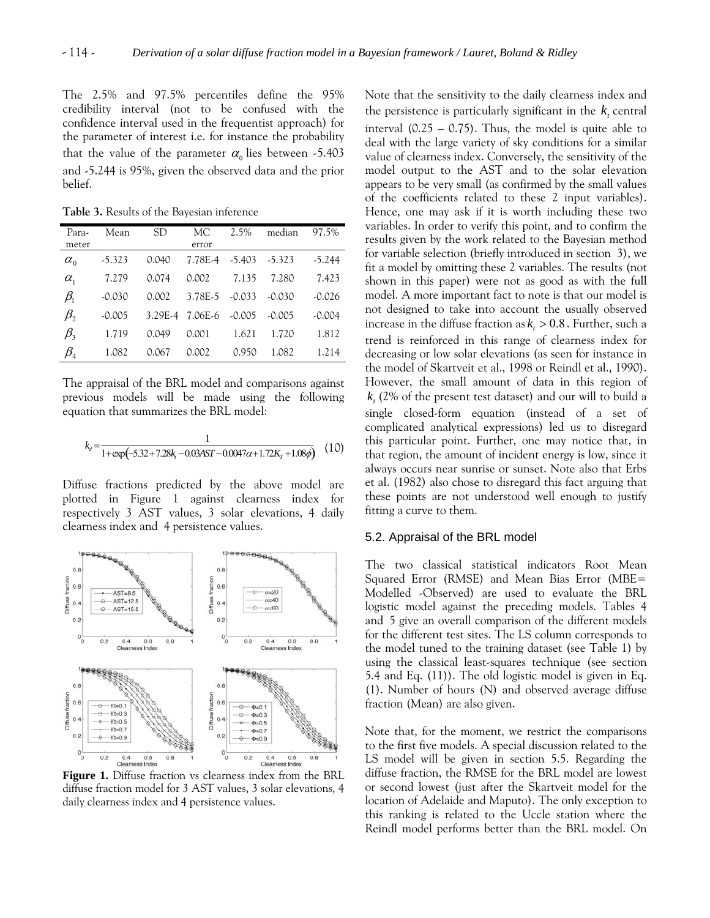The 2.5% and 97.5% percentiles define the 95% credibility interval (not to be confused with the confidence interval used in the frequentist approach) for the parameter of interest i.e. for instance the probability that the value of the parameter $\alpha_0$ lies between -5.403 and -5.244 is 95%, given the observed data and the prior belief.

**Table 3.** Results of the Bayesian inference

| Parameter | Mean | SD | MC error | 2.5% | median | 97.5% |
|---|---|---|---|---|---|---|
| $\alpha_0$ | -5.323 | 0.040 | 7.78E-4 | -5.403 | -5.323 | -5.244 |
| $\alpha_1$ | 7.279 | 0.074 | 0.002 | 7.135 | 7.280 | 7.423 |
| $\beta_1$ | -0.030 | 0.002 | 3.78E-5 | -0.033 | -0.030 | -0.026 |
| $\beta_2$ | -0.005 | 3.29E-4 | 7.06E-6 | -0.005 | -0.005 | -0.004 |
| $\beta_3$ | 1.719 | 0.049 | 0.001 | 1.621 | 1.720 | 1.812 |
| $\beta_4$ | 1.082 | 0.067 | 0.002 | 0.950 | 1.082 | 1.214 |

The appraisal of the BRL model and comparisons against previous models will be made using the following equation that summarizes the BRL model:

$$k_d = \frac{1}{1+\exp(-5.32+7.28k_t - 0.03AST - 0.0047\alpha + 1.72K_T + 1.08\phi)} \quad (10)$$

Diffuse fractions predicted by the above model are plotted in Figure 1 against clearness index for respectively 3 AST values, 3 solar elevations, 4 daily clearness index and 4 persistence values.

**Figure 1.** Diffuse fraction vs clearness index from the BRL diffuse fraction model for 3 AST values, 3 solar elevations, 4 daily clearness index and 4 persistence values.

Note that the sensitivity to the daily clearness index and the persistence is particularly significant in the $k_t$ central interval (0.25 – 0.75). Thus, the model is quite able to deal with the large variety of sky conditions for a similar value of clearness index. Conversely, the sensitivity of the model output to the AST and to the solar elevation appears to be very small (as confirmed by the small values of the coefficients related to these 2 input variables). Hence, one may ask if it is worth including these two variables. In order to verify this point, and to confirm the results given by the work related to the Bayesian method for variable selection (briefly introduced in section 3), we fit a model by omitting these 2 variables. The results (not shown in this paper) were not as good as with the full model. A more important fact to note is that our model is not designed to take into account the usually observed increase in the diffuse fraction as $k_t > 0.8$. Further, such a trend is reinforced in this range of clearness index for decreasing or low solar elevations (as seen for instance in the model of Skartveit et al., 1998 or Reindl et al., 1990). However, the small amount of data in this region of $k_t$ (2% of the present test dataset) and our will to build a single closed-form equation (instead of a set of complicated analytical expressions) led us to disregard this particular point. Further, one may notice that, in that region, the amount of incident energy is low, since it always occurs near sunrise or sunset. Note also that Erbs et al. (1982) also chose to disregard this fact arguing that these points are not understood well enough to justify fitting a curve to them.

### 5.2. Appraisal of the BRL model

The two classical statistical indicators Root Mean Squared Error (RMSE) and Mean Bias Error (MBE= Modelled -Observed) are used to evaluate the BRL logistic model against the preceding models. Tables 4 and 5 give an overall comparison of the different models for the different test sites. The LS column corresponds to the model tuned to the training dataset (see Table 1) by using the classical least-squares technique (see section 5.4 and Eq. (11)). The old logistic model is given in Eq. (1). Number of hours (N) and observed average diffuse fraction (Mean) are also given.

Note that, for the moment, we restrict the comparisons to the first five models. A special discussion related to the LS model will be given in section 5.5. Regarding the diffuse fraction, the RMSE for the BRL model are lowest or second lowest (just after the Skartveit model for the location of Adelaide and Maputo). The only exception to this ranking is related to the Uccle station where the Reindl model performs better than the BRL model. On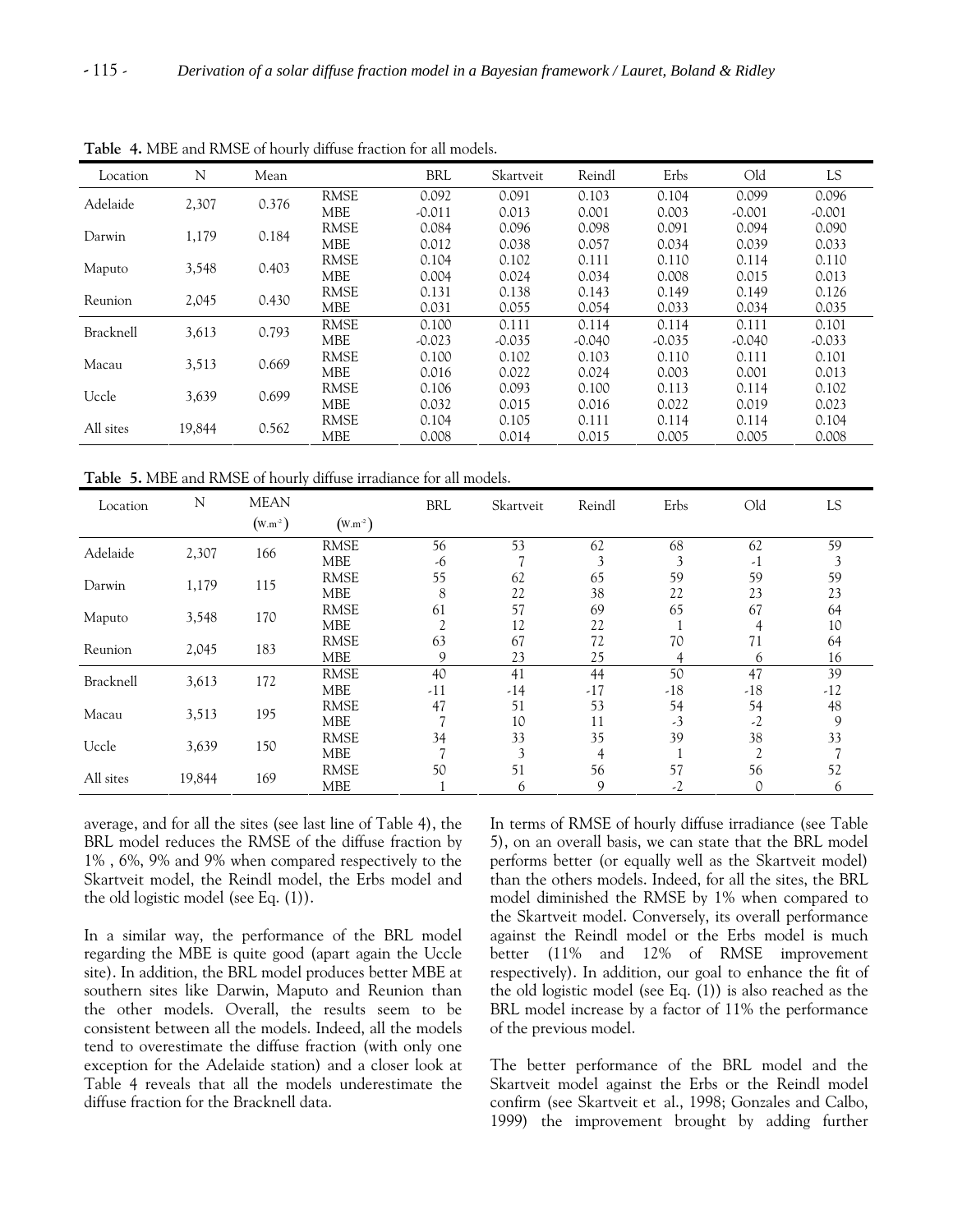**Table 4.** MBE and RMSE of hourly diffuse fraction for all models.

| Location | N | Mean | | BRL | Skartveit | Reindl | Erbs | Old | LS |
|---|---|---|---|---|---|---|---|---|---|
| Adelaide | 2,307 | 0.376 | RMSE | 0.092 | 0.091 | 0.103 | 0.104 | 0.099 | 0.096 |
| | | | MBE | -0.011 | 0.013 | 0.001 | 0.003 | -0.001 | -0.001 |
| Darwin | 1,179 | 0.184 | RMSE | 0.084 | 0.096 | 0.098 | 0.091 | 0.094 | 0.090 |
| | | | MBE | 0.012 | 0.038 | 0.057 | 0.034 | 0.039 | 0.033 |
| Maputo | 3,548 | 0.403 | RMSE | 0.104 | 0.102 | 0.111 | 0.110 | 0.114 | 0.110 |
| | | | MBE | 0.004 | 0.024 | 0.034 | 0.008 | 0.015 | 0.013 |
| Reunion | 2,045 | 0.430 | RMSE | 0.131 | 0.138 | 0.143 | 0.149 | 0.149 | 0.126 |
| | | | MBE | 0.031 | 0.055 | 0.054 | 0.033 | 0.034 | 0.035 |
| Bracknell | 3,613 | 0.793 | RMSE | 0.100 | 0.111 | 0.114 | 0.114 | 0.111 | 0.101 |
| | | | MBE | -0.023 | -0.035 | -0.040 | -0.035 | -0.040 | -0.033 |
| Macau | 3,513 | 0.669 | RMSE | 0.100 | 0.102 | 0.103 | 0.110 | 0.111 | 0.101 |
| | | | MBE | 0.016 | 0.022 | 0.024 | 0.003 | 0.001 | 0.013 |
| Uccle | 3,639 | 0.699 | RMSE | 0.106 | 0.093 | 0.100 | 0.113 | 0.114 | 0.102 |
| | | | MBE | 0.032 | 0.015 | 0.016 | 0.022 | 0.019 | 0.023 |
| All sites | 19,844 | 0.562 | RMSE | 0.104 | 0.105 | 0.111 | 0.114 | 0.114 | 0.104 |
| | | | MBE | 0.008 | 0.014 | 0.015 | 0.005 | 0.005 | 0.008 |

**Table 5.** MBE and RMSE of hourly diffuse irradiance for all models.

| Location | N | MEAN $(W.m^{-2})$ | $(W.m^{-2})$ | BRL | Skartveit | Reindl | Erbs | Old | LS |
|---|---|---|---|---|---|---|---|---|---|
| Adelaide | 2,307 | 166 | RMSE | 56 | 53 | 62 | 68 | 62 | 59 |
| | | | MBE | -6 | 7 | 3 | 3 | -1 | 3 |
| Darwin | 1,179 | 115 | RMSE | 55 | 62 | 65 | 59 | 59 | 59 |
| | | | MBE | 8 | 22 | 38 | 22 | 23 | 23 |
| Maputo | 3,548 | 170 | RMSE | 61 | 57 | 69 | 65 | 67 | 64 |
| | | | MBE | 2 | 12 | 22 | 1 | 4 | 10 |
| Reunion | 2,045 | 183 | RMSE | 63 | 67 | 72 | 70 | 71 | 64 |
| | | | MBE | 9 | 23 | 25 | 4 | 6 | 16 |
| Bracknell | 3,613 | 172 | RMSE | 40 | 41 | 44 | 50 | 47 | 39 |
| | | | MBE | -11 | -14 | -17 | -18 | -18 | -12 |
| Macau | 3,513 | 195 | RMSE | 47 | 51 | 53 | 54 | 54 | 48 |
| | | | MBE | 7 | 10 | 11 | -3 | -2 | 9 |
| Uccle | 3,639 | 150 | RMSE | 34 | 33 | 35 | 39 | 38 | 33 |
| | | | MBE | 7 | 3 | 4 | 1 | 2 | 7 |
| All sites | 19,844 | 169 | RMSE | 50 | 51 | 56 | 57 | 56 | 52 |
| | | | MBE | 1 | 6 | 9 | -2 | 0 | 6 |

average, and for all the sites (see last line of Table 4), the BRL model reduces the RMSE of the diffuse fraction by 1% , 6%, 9% and 9% when compared respectively to the Skartveit model, the Reindl model, the Erbs model and the old logistic model (see Eq. (1)).

In a similar way, the performance of the BRL model regarding the MBE is quite good (apart again the Uccle site). In addition, the BRL model produces better MBE at southern sites like Darwin, Maputo and Reunion than the other models. Overall, the results seem to be consistent between all the models. Indeed, all the models tend to overestimate the diffuse fraction (with only one exception for the Adelaide station) and a closer look at Table 4 reveals that all the models underestimate the diffuse fraction for the Bracknell data.

In terms of RMSE of hourly diffuse irradiance (see Table 5), on an overall basis, we can state that the BRL model performs better (or equally well as the Skartveit model) than the others models. Indeed, for all the sites, the BRL model diminished the RMSE by 1% when compared to the Skartveit model. Conversely, its overall performance against the Reindl model or the Erbs model is much better (11% and 12% of RMSE improvement respectively). In addition, our goal to enhance the fit of the old logistic model (see Eq. (1)) is also reached as the BRL model increase by a factor of 11% the performance of the previous model.

The better performance of the BRL model and the Skartveit model against the Erbs or the Reindl model confirm (see Skartveit et al., 1998; Gonzales and Calbo, 1999) the improvement brought by adding further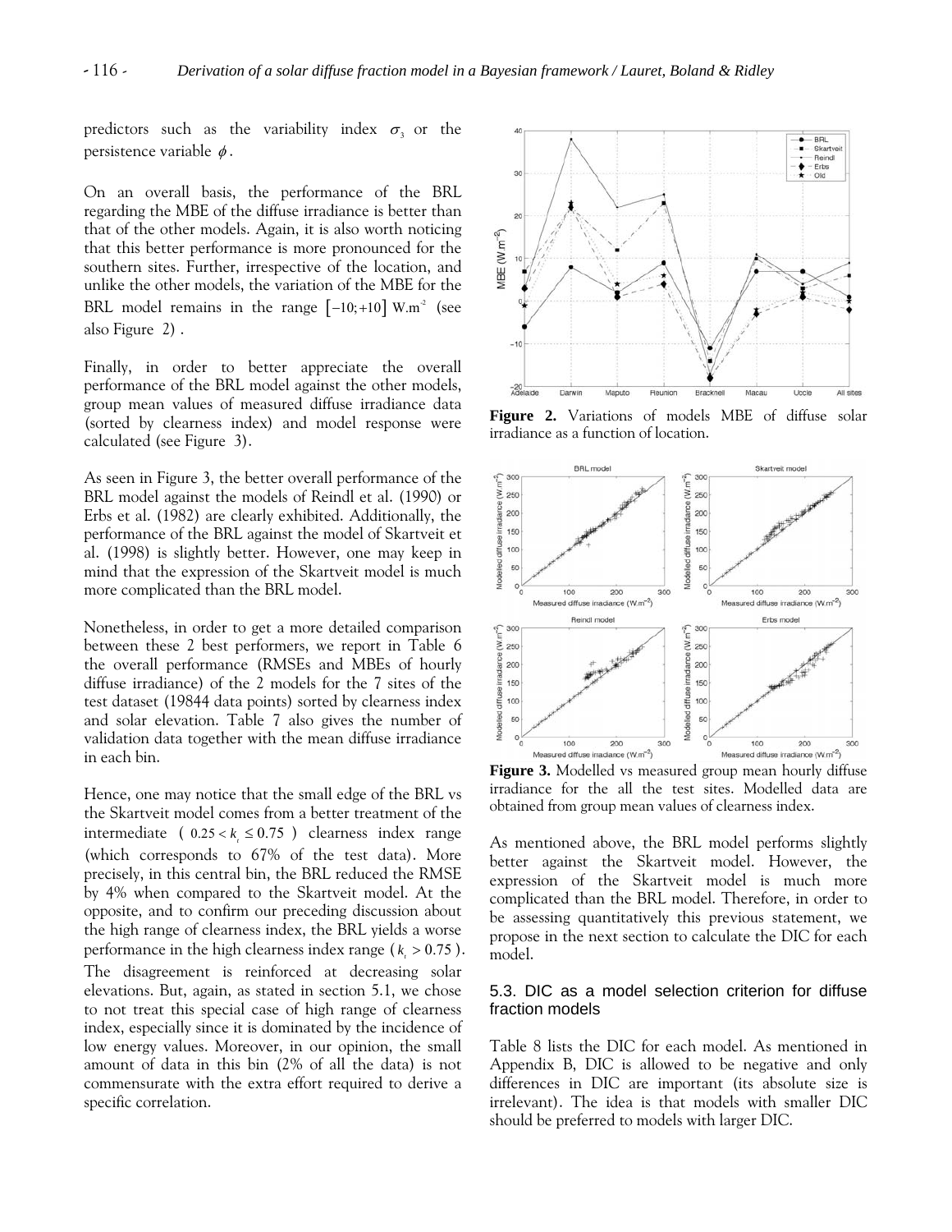predictors such as the variability index $\sigma_3$ or the persistence variable $\phi$.

On an overall basis, the performance of the BRL regarding the MBE of the diffuse irradiance is better than that of the other models. Again, it is also worth noticing that this better performance is more pronounced for the southern sites. Further, irrespective of the location, and unlike the other models, the variation of the MBE for the BRL model remains in the range $[-10;+10]$ W.m$^{-2}$ (see also Figure 2).

Finally, in order to better appreciate the overall performance of the BRL model against the other models, group mean values of measured diffuse irradiance data (sorted by clearness index) and model response were calculated (see Figure 3).

As seen in Figure 3, the better overall performance of the BRL model against the models of Reindl et al. (1990) or Erbs et al. (1982) are clearly exhibited. Additionally, the performance of the BRL against the model of Skartveit et al. (1998) is slightly better. However, one may keep in mind that the expression of the Skartveit model is much more complicated than the BRL model.

Nonetheless, in order to get a more detailed comparison between these 2 best performers, we report in Table 6 the overall performance (RMSEs and MBEs of hourly diffuse irradiance) of the 2 models for the 7 sites of the test dataset (19844 data points) sorted by clearness index and solar elevation. Table 7 also gives the number of validation data together with the mean diffuse irradiance in each bin.

Hence, one may notice that the small edge of the BRL vs the Skartveit model comes from a better treatment of the intermediate ( $0.25 < k_t \leq 0.75$ ) clearness index range (which corresponds to 67% of the test data). More precisely, in this central bin, the BRL reduced the RMSE by 4% when compared to the Skartveit model. At the opposite, and to confirm our preceding discussion about the high range of clearness index, the BRL yields a worse performance in the high clearness index range ($k_t > 0.75$). The disagreement is reinforced at decreasing solar elevations. But, again, as stated in section 5.1, we chose to not treat this special case of high range of clearness index, especially since it is dominated by the incidence of low energy values. Moreover, in our opinion, the small amount of data in this bin (2% of all the data) is not commensurate with the extra effort required to derive a specific correlation.

**Figure 2.** Variations of models MBE of diffuse solar irradiance as a function of location.

**Figure 3.** Modelled vs measured group mean hourly diffuse irradiance for the all the test sites. Modelled data are obtained from group mean values of clearness index.

As mentioned above, the BRL model performs slightly better against the Skartveit model. However, the expression of the Skartveit model is much more complicated than the BRL model. Therefore, in order to be assessing quantitatively this previous statement, we propose in the next section to calculate the DIC for each model.

### 5.3. DIC as a model selection criterion for diffuse fraction models

Table 8 lists the DIC for each model. As mentioned in Appendix B, DIC is allowed to be negative and only differences in DIC are important (its absolute size is irrelevant). The idea is that models with smaller DIC should be preferred to models with larger DIC.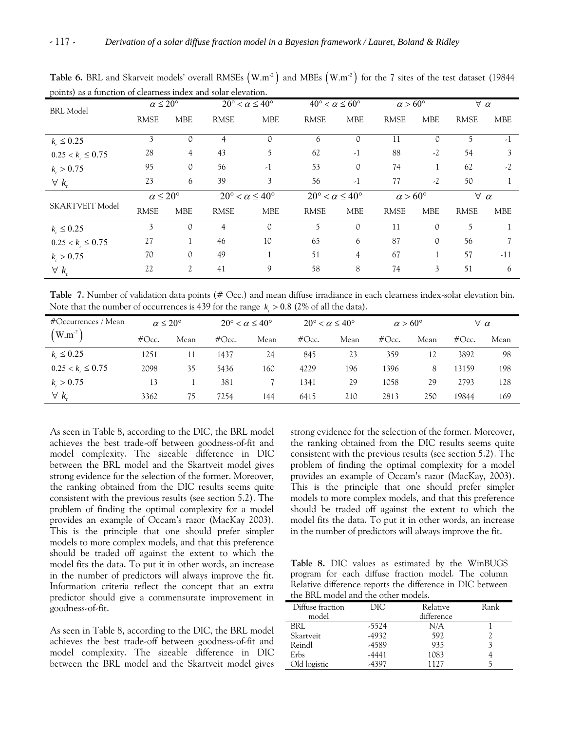**Table 6.** BRL and Skarveit models' overall RMSEs $\left(\text{W.m}^{-2}\right)$ and MBEs $\left(\text{W.m}^{-2}\right)$ for the 7 sites of the test dataset (19844 points) as a function of clearness index and solar elevation.

| BRL Model | $\alpha \leq 20°$ | | $20° < \alpha \leq 40°$ | | $40° < \alpha \leq 60°$ | | $\alpha > 60°$ | | $\forall\ \alpha$ | |
|---|---|---|---|---|---|---|---|---|---|---|
| | RMSE | MBE | RMSE | MBE | RMSE | MBE | RMSE | MBE | RMSE | MBE |
| $k_t \leq 0.25$ | 3 | 0 | 4 | 0 | 6 | 0 | 11 | 0 | 5 | -1 |
| $0.25 < k_t \leq 0.75$ | 28 | 4 | 43 | 5 | 62 | -1 | 88 | -2 | 54 | 3 |
| $k_t > 0.75$ | 95 | 0 | 56 | -1 | 53 | 0 | 74 | 1 | 62 | -2 |
| $\forall\ k_t$ | 23 | 6 | 39 | 3 | 56 | -1 | 77 | -2 | 50 | 1 |
| **SKARTVEIT Model** | $\alpha \leq 20°$ | | $20° < \alpha \leq 40°$ | | $20° < \alpha \leq 40°$ | | $\alpha > 60°$ | | $\forall\ \alpha$ | |
| | RMSE | MBE | RMSE | MBE | RMSE | MBE | RMSE | MBE | RMSE | MBE |
| $k_t \leq 0.25$ | 3 | 0 | 4 | 0 | 5 | 0 | 11 | 0 | 5 | 1 |
| $0.25 < k_t \leq 0.75$ | 27 | 1 | 46 | 10 | 65 | 6 | 87 | 0 | 56 | 7 |
| $k_t > 0.75$ | 70 | 0 | 49 | 1 | 51 | 4 | 67 | 1 | 57 | -11 |
| $\forall\ k_t$ | 22 | 2 | 41 | 9 | 58 | 8 | 74 | 3 | 51 | 6 |

**Table 7.** Number of validation data points (# Occ.) and mean diffuse irradiance in each clearness index-solar elevation bin. Note that the number of occurrences is 439 for the range $k_t > 0.8$ (2% of all the data).

| #Occurrences / Mean $\left(\text{W.m}^{-2}\right)$ | $\alpha \leq 20°$ | | $20° < \alpha \leq 40°$ | | $20° < \alpha \leq 40°$ | | $\alpha > 60°$ | | $\forall\ \alpha$ | |
|---|---|---|---|---|---|---|---|---|---|---|
| | #Occ. | Mean | #Occ. | Mean | #Occ. | Mean | #Occ. | Mean | #Occ. | Mean |
| $k_t \leq 0.25$ | 1251 | 11 | 1437 | 24 | 845 | 23 | 359 | 12 | 3892 | 98 |
| $0.25 < k_t \leq 0.75$ | 2098 | 35 | 5436 | 160 | 4229 | 196 | 1396 | 8 | 13159 | 198 |
| $k_t > 0.75$ | 13 | 1 | 381 | 7 | 1341 | 29 | 1058 | 29 | 2793 | 128 |
| $\forall\ k_t$ | 3362 | 75 | 7254 | 144 | 6415 | 210 | 2813 | 250 | 19844 | 169 |

As seen in Table 8, according to the DIC, the BRL model achieves the best trade-off between goodness-of-fit and model complexity. The sizeable difference in DIC between the BRL model and the Skartveit model gives strong evidence for the selection of the former. Moreover, the ranking obtained from the DIC results seems quite consistent with the previous results (see section 5.2). The problem of finding the optimal complexity for a model provides an example of Occam's razor (MacKay 2003). This is the principle that one should prefer simpler models to more complex models, and that this preference should be traded off against the extent to which the model fits the data. To put it in other words, an increase in the number of predictors will always improve the fit. Information criteria reflect the concept that an extra predictor should give a commensurate improvement in goodness-of-fit.

As seen in Table 8, according to the DIC, the BRL model achieves the best trade-off between goodness-of-fit and model complexity. The sizeable difference in DIC between the BRL model and the Skartveit model gives strong evidence for the selection of the former. Moreover, the ranking obtained from the DIC results seems quite consistent with the previous results (see section 5.2). The problem of finding the optimal complexity for a model provides an example of Occam's razor (MacKay, 2003). This is the principle that one should prefer simpler models to more complex models, and that this preference should be traded off against the extent to which the model fits the data. To put it in other words, an increase in the number of predictors will always improve the fit.

**Table 8.** DIC values as estimated by the WinBUGS program for each diffuse fraction model. The column Relative difference reports the difference in DIC between the BRL model and the other models.

| Diffuse fraction model | DIC | Relative difference | Rank |
|---|---|---|---|
| BRL | -5524 | N/A | 1 |
| Skartveit | -4932 | 592 | 2 |
| Reindl | -4589 | 935 | 3 |
| Erbs | -4441 | 1083 | 4 |
| Old logistic | -4397 | 1127 | 5 |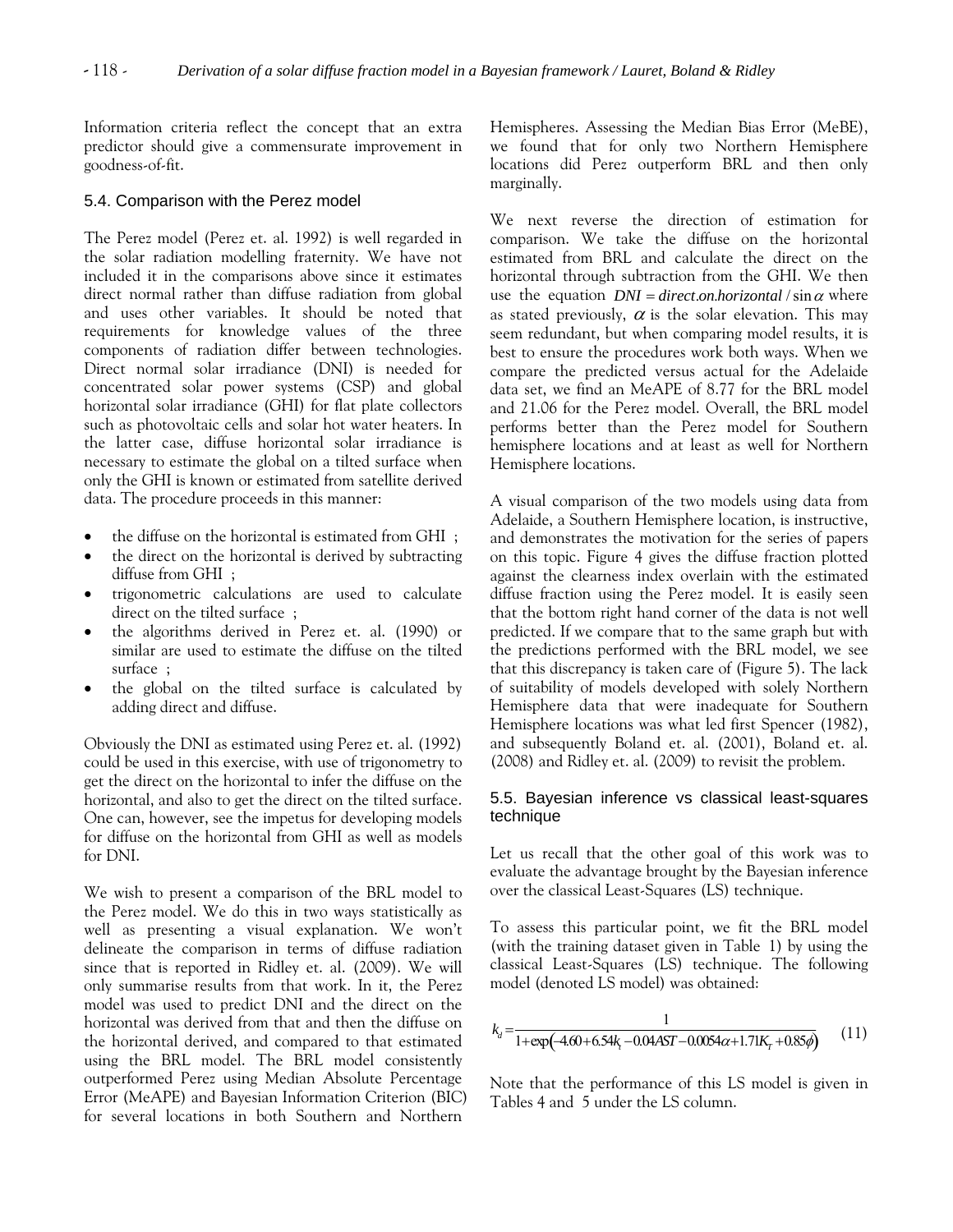Information criteria reflect the concept that an extra predictor should give a commensurate improvement in goodness-of-fit.

### 5.4. Comparison with the Perez model

The Perez model (Perez et. al. 1992) is well regarded in the solar radiation modelling fraternity. We have not included it in the comparisons above since it estimates direct normal rather than diffuse radiation from global and uses other variables. It should be noted that requirements for knowledge values of the three components of radiation differ between technologies. Direct normal solar irradiance (DNI) is needed for concentrated solar power systems (CSP) and global horizontal solar irradiance (GHI) for flat plate collectors such as photovoltaic cells and solar hot water heaters. In the latter case, diffuse horizontal solar irradiance is necessary to estimate the global on a tilted surface when only the GHI is known or estimated from satellite derived data. The procedure proceeds in this manner:

- the diffuse on the horizontal is estimated from GHI ;
- the direct on the horizontal is derived by subtracting diffuse from GHI ;
- trigonometric calculations are used to calculate direct on the tilted surface ;
- the algorithms derived in Perez et. al. (1990) or similar are used to estimate the diffuse on the tilted surface ;
- the global on the tilted surface is calculated by adding direct and diffuse.

Obviously the DNI as estimated using Perez et. al. (1992) could be used in this exercise, with use of trigonometry to get the direct on the horizontal to infer the diffuse on the horizontal, and also to get the direct on the tilted surface. One can, however, see the impetus for developing models for diffuse on the horizontal from GHI as well as models for DNI.

We wish to present a comparison of the BRL model to the Perez model. We do this in two ways statistically as well as presenting a visual explanation. We won't delineate the comparison in terms of diffuse radiation since that is reported in Ridley et. al. (2009). We will only summarise results from that work. In it, the Perez model was used to predict DNI and the direct on the horizontal was derived from that and then the diffuse on the horizontal derived, and compared to that estimated using the BRL model. The BRL model consistently outperformed Perez using Median Absolute Percentage Error (MeAPE) and Bayesian Information Criterion (BIC) for several locations in both Southern and Northern Hemispheres. Assessing the Median Bias Error (MeBE), we found that for only two Northern Hemisphere locations did Perez outperform BRL and then only marginally.

We next reverse the direction of estimation for comparison. We take the diffuse on the horizontal estimated from BRL and calculate the direct on the horizontal through subtraction from the GHI. We then use the equation $DNI = direct.on.horizontal / \sin\alpha$ where as stated previously, $\alpha$ is the solar elevation. This may seem redundant, but when comparing model results, it is best to ensure the procedures work both ways. When we compare the predicted versus actual for the Adelaide data set, we find an MeAPE of 8.77 for the BRL model and 21.06 for the Perez model. Overall, the BRL model performs better than the Perez model for Southern hemisphere locations and at least as well for Northern Hemisphere locations.

A visual comparison of the two models using data from Adelaide, a Southern Hemisphere location, is instructive, and demonstrates the motivation for the series of papers on this topic. Figure 4 gives the diffuse fraction plotted against the clearness index overlain with the estimated diffuse fraction using the Perez model. It is easily seen that the bottom right hand corner of the data is not well predicted. If we compare that to the same graph but with the predictions performed with the BRL model, we see that this discrepancy is taken care of (Figure 5). The lack of suitability of models developed with solely Northern Hemisphere data that were inadequate for Southern Hemisphere locations was what led first Spencer (1982), and subsequently Boland et. al. (2001), Boland et. al. (2008) and Ridley et. al. (2009) to revisit the problem.

### 5.5. Bayesian inference vs classical least-squares technique

Let us recall that the other goal of this work was to evaluate the advantage brought by the Bayesian inference over the classical Least-Squares (LS) technique.

To assess this particular point, we fit the BRL model (with the training dataset given in Table 1) by using the classical Least-Squares (LS) technique. The following model (denoted LS model) was obtained:

$$k_d = \frac{1}{1+\exp(-4.60+6.54k_t-0.04AST-0.0054\alpha+1.71K_T+0.85\phi)} \qquad (11)$$

Note that the performance of this LS model is given in Tables 4 and 5 under the LS column.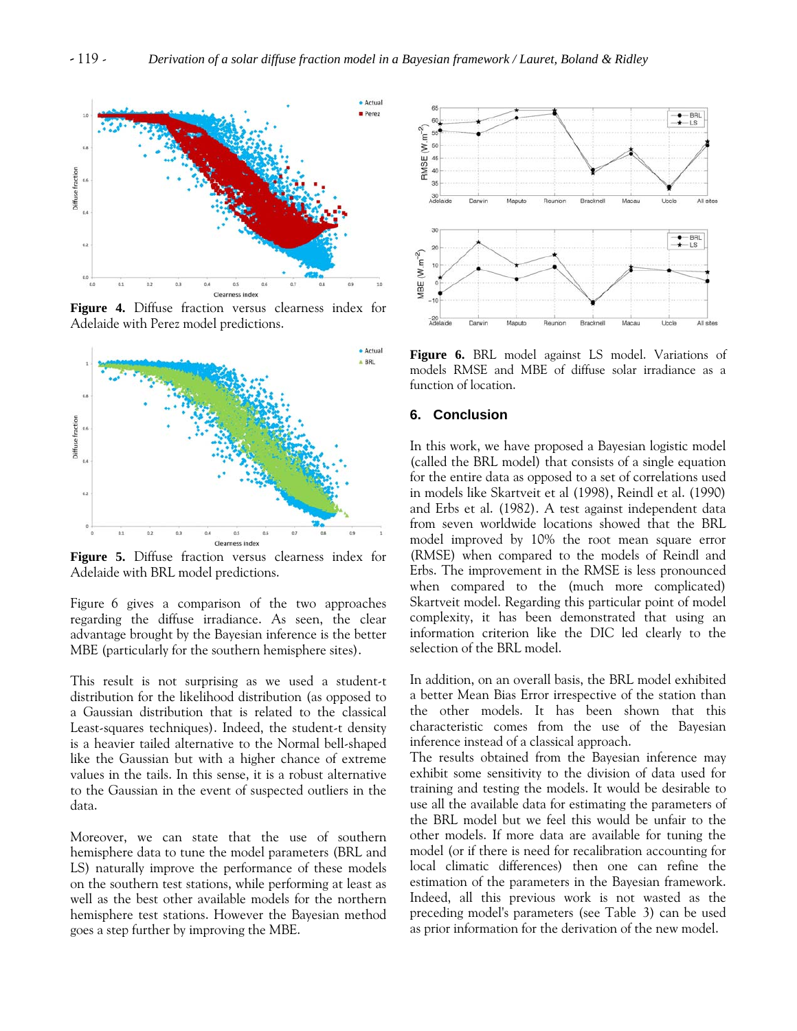Figure 4. Diffuse fraction versus clearness index for Adelaide with Perez model predictions.

Figure 5. Diffuse fraction versus clearness index for Adelaide with BRL model predictions.

Figure 6 gives a comparison of the two approaches regarding the diffuse irradiance. As seen, the clear advantage brought by the Bayesian inference is the better MBE (particularly for the southern hemisphere sites).

This result is not surprising as we used a student-t distribution for the likelihood distribution (as opposed to a Gaussian distribution that is related to the classical Least-squares techniques). Indeed, the student-t density is a heavier tailed alternative to the Normal bell-shaped like the Gaussian but with a higher chance of extreme values in the tails. In this sense, it is a robust alternative to the Gaussian in the event of suspected outliers in the data.

Moreover, we can state that the use of southern hemisphere data to tune the model parameters (BRL and LS) naturally improve the performance of these models on the southern test stations, while performing at least as well as the best other available models for the northern hemisphere test stations. However the Bayesian method goes a step further by improving the MBE.

Figure 6. BRL model against LS model. Variations of models RMSE and MBE of diffuse solar irradiance as a function of location.

## 6. Conclusion

In this work, we have proposed a Bayesian logistic model (called the BRL model) that consists of a single equation for the entire data as opposed to a set of correlations used in models like Skartveit et al (1998), Reindl et al. (1990) and Erbs et al. (1982). A test against independent data from seven worldwide locations showed that the BRL model improved by 10% the root mean square error (RMSE) when compared to the models of Reindl and Erbs. The improvement in the RMSE is less pronounced when compared to the (much more complicated) Skartveit model. Regarding this particular point of model complexity, it has been demonstrated that using an information criterion like the DIC led clearly to the selection of the BRL model.

In addition, on an overall basis, the BRL model exhibited a better Mean Bias Error irrespective of the station than the other models. It has been shown that this characteristic comes from the use of the Bayesian inference instead of a classical approach.
The results obtained from the Bayesian inference may exhibit some sensitivity to the division of data used for training and testing the models. It would be desirable to use all the available data for estimating the parameters of the BRL model but we feel this would be unfair to the other models. If more data are available for tuning the model (or if there is need for recalibration accounting for local climatic differences) then one can refine the estimation of the parameters in the Bayesian framework. Indeed, all this previous work is not wasted as the preceding model's parameters (see Table 3) can be used as prior information for the derivation of the new model.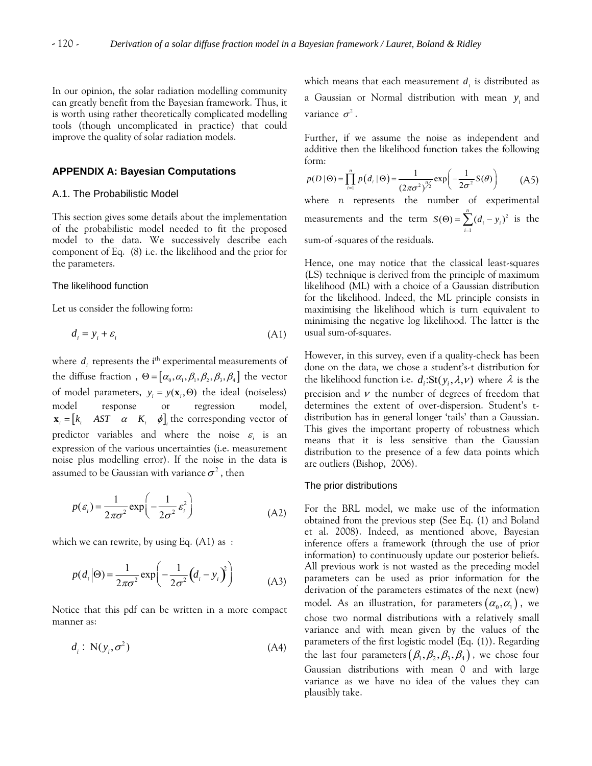In our opinion, the solar radiation modelling community can greatly benefit from the Bayesian framework. Thus, it is worth using rather theoretically complicated modelling tools (though uncomplicated in practice) that could improve the quality of solar radiation models.

## APPENDIX A: Bayesian Computations

### A.1. The Probabilistic Model

This section gives some details about the implementation of the probabilistic model needed to fit the proposed model to the data. We successively describe each component of Eq. (8) i.e. the likelihood and the prior for the parameters.

#### The likelihood function

Let us consider the following form:

$$d_i = y_i + \varepsilon_i \tag{A1}$$

where $d_i$ represents the i$^{th}$ experimental measurements of the diffuse fraction , $\Theta = [\alpha_0, \alpha_1, \beta_1, \beta_2, \beta_3, \beta_4]$ the vector of model parameters, $y_i = y(\mathbf{x}_i, \Theta)$ the ideal (noiseless) model response or regression model, $\mathbf{x}_i = [k_t \quad AST \quad \alpha \quad K_t \quad \phi]_i$ the corresponding vector of predictor variables and where the noise $\varepsilon_i$ is an expression of the various uncertainties (i.e. measurement noise plus modelling error). If the noise in the data is assumed to be Gaussian with variance $\sigma^2$ , then

$$p(\varepsilon_i) = \frac{1}{2\pi\sigma^2} \exp\left(-\frac{1}{2\sigma^2}\varepsilon_i^2\right) \tag{A2}$$

which we can rewrite, by using Eq. (A1) as :

$$p(d_i|\Theta) = \frac{1}{2\pi\sigma^2} \exp\left(-\frac{1}{2\sigma^2}(d_i - y_i)^2\right) \tag{A3}$$

Notice that this pdf can be written in a more compact manner as:

$$d_i : \mathrm{N}(y_i, \sigma^2) \tag{A4}$$

which means that each measurement $d_i$ is distributed as a Gaussian or Normal distribution with mean $y_i$ and variance $\sigma^2$.

Further, if we assume the noise as independent and additive then the likelihood function takes the following form:

$$p(D|\Theta) = \prod_{i=1}^{n} p(d_i|\Theta) = \frac{1}{(2\pi\sigma^2)^{n/2}} \exp\left(-\frac{1}{2\sigma^2}S(\theta)\right) \tag{A5}$$

where $n$ represents the number of experimental measurements and the term $S(\Theta) = \sum_{i=1}^{n}(d_i - y_i)^2$ is the sum-of -squares of the residuals.

Hence, one may notice that the classical least-squares (LS) technique is derived from the principle of maximum likelihood (ML) with a choice of a Gaussian distribution for the likelihood. Indeed, the ML principle consists in maximising the likelihood which is turn equivalent to minimising the negative log likelihood. The latter is the usual sum-of-squares.

However, in this survey, even if a quality-check has been done on the data, we chose a student's-t distribution for the likelihood function i.e. $d_i$:St$(y_i, \lambda, \nu)$ where $\lambda$ is the precision and $\nu$ the number of degrees of freedom that determines the extent of over-dispersion. Student's t-distribution has in general longer 'tails' than a Gaussian. This gives the important property of robustness which means that it is less sensitive than the Gaussian distribution to the presence of a few data points which are outliers (Bishop, 2006).

#### The prior distributions

For the BRL model, we make use of the information obtained from the previous step (See Eq. (1) and Boland et al. 2008). Indeed, as mentioned above, Bayesian inference offers a framework (through the use of prior information) to continuously update our posterior beliefs. All previous work is not wasted as the preceding model parameters can be used as prior information for the derivation of the parameters estimates of the next (new) model. As an illustration, for parameters $(\alpha_0, \alpha_1)$, we chose two normal distributions with a relatively small variance and with mean given by the values of the parameters of the first logistic model (Eq. (1)). Regarding the last four parameters $(\beta_1, \beta_2, \beta_3, \beta_4)$, we chose four Gaussian distributions with mean 0 and with large variance as we have no idea of the values they can plausibly take.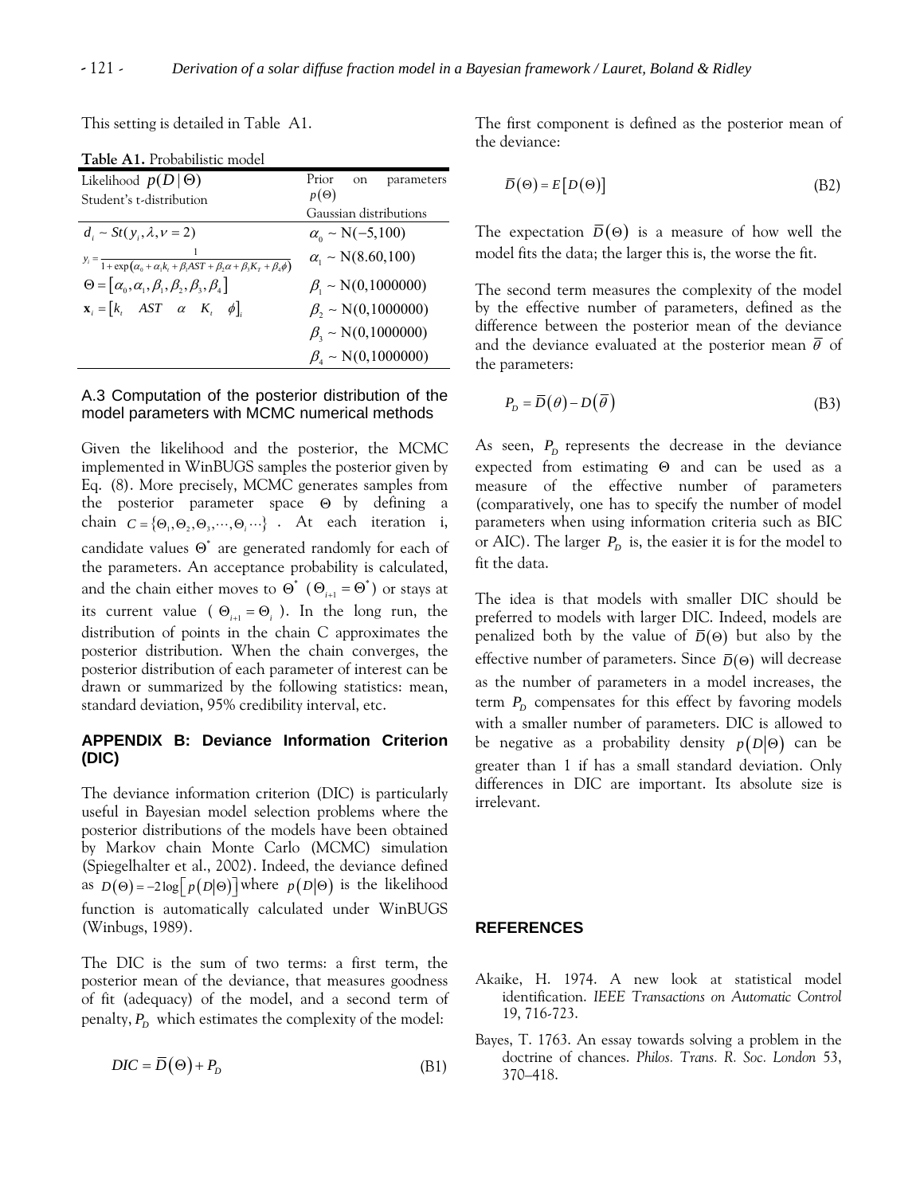This setting is detailed in Table A1.

**Table A1.** Probabilistic model

| Likelihood $p(D\|\Theta)$ Student's t-distribution | Prior on parameters $p(\Theta)$ Gaussian distributions |
|---|---|
| $d_i \sim St(y_i, \lambda, \nu = 2)$ | $\alpha_0 \sim N(-5,100)$ |
| $y_i = \frac{1}{1+\exp(\alpha_0 + \alpha_1 k_t + \beta_1 AST + \beta_2 \alpha + \beta_3 K_T + \beta_4 \phi)}$ | $\alpha_1 \sim N(8.60,100)$ |
| $\Theta = [\alpha_0, \alpha_1, \beta_1, \beta_2, \beta_3, \beta_4]$ | $\beta_1 \sim N(0,1000000)$ |
| $\mathbf{x}_i = [k_t \quad AST \quad \alpha \quad K_t \quad \phi]_i$ | $\beta_2 \sim N(0,1000000)$ |
| | $\beta_3 \sim N(0,1000000)$ |
| | $\beta_4 \sim N(0,1000000)$ |

### A.3 Computation of the posterior distribution of the model parameters with MCMC numerical methods

Given the likelihood and the posterior, the MCMC implemented in WinBUGS samples the posterior given by Eq. (8). More precisely, MCMC generates samples from the posterior parameter space $\Theta$ by defining a chain $C = \{\Theta_1, \Theta_2, \Theta_3, \cdots, \Theta_i \cdots\}$ . At each iteration i, candidate values $\Theta^*$ are generated randomly for each of the parameters. An acceptance probability is calculated, and the chain either moves to $\Theta^*$ ($\Theta_{i+1} = \Theta^*$) or stays at its current value ($\Theta_{i+1} = \Theta_i$). In the long run, the distribution of points in the chain C approximates the posterior distribution. When the chain converges, the posterior distribution of each parameter of interest can be drawn or summarized by the following statistics: mean, standard deviation, 95% credibility interval, etc.

## APPENDIX B: Deviance Information Criterion (DIC)

The deviance information criterion (DIC) is particularly useful in Bayesian model selection problems where the posterior distributions of the models have been obtained by Markov chain Monte Carlo (MCMC) simulation (Spiegelhalter et al., 2002). Indeed, the deviance defined as $D(\Theta) = -2\log[p(D|\Theta)]$ where $p(D|\Theta)$ is the likelihood function is automatically calculated under WinBUGS (Winbugs, 1989).

The DIC is the sum of two terms: a first term, the posterior mean of the deviance, that measures goodness of fit (adequacy) of the model, and a second term of penalty, $P_D$ which estimates the complexity of the model:

$$DIC = \overline{D}(\Theta) + P_D \tag{B1}$$

The first component is defined as the posterior mean of the deviance:

$$\overline{D}(\Theta) = E[D(\Theta)] \tag{B2}$$

The expectation $\overline{D}(\Theta)$ is a measure of how well the model fits the data; the larger this is, the worse the fit.

The second term measures the complexity of the model by the effective number of parameters, defined as the difference between the posterior mean of the deviance and the deviance evaluated at the posterior mean $\overline{\theta}$ of the parameters:

$$P_D = \overline{D}(\theta) - D(\overline{\theta}) \tag{B3}$$

As seen, $P_D$ represents the decrease in the deviance expected from estimating $\Theta$ and can be used as a measure of the effective number of parameters (comparatively, one has to specify the number of model parameters when using information criteria such as BIC or AIC). The larger $P_D$ is, the easier it is for the model to fit the data.

The idea is that models with smaller DIC should be preferred to models with larger DIC. Indeed, models are penalized both by the value of $\overline{D}(\Theta)$ but also by the effective number of parameters. Since $\overline{D}(\Theta)$ will decrease as the number of parameters in a model increases, the term $P_D$ compensates for this effect by favoring models with a smaller number of parameters. DIC is allowed to be negative as a probability density $p(D|\Theta)$ can be greater than 1 if has a small standard deviation. Only differences in DIC are important. Its absolute size is irrelevant.

## REFERENCES

Akaike, H. 1974. A new look at statistical model identification. *IEEE Transactions on Automatic Control* 19, 716-723.

Bayes, T. 1763. An essay towards solving a problem in the doctrine of chances. *Philos. Trans. R. Soc. London* 53, 370–418.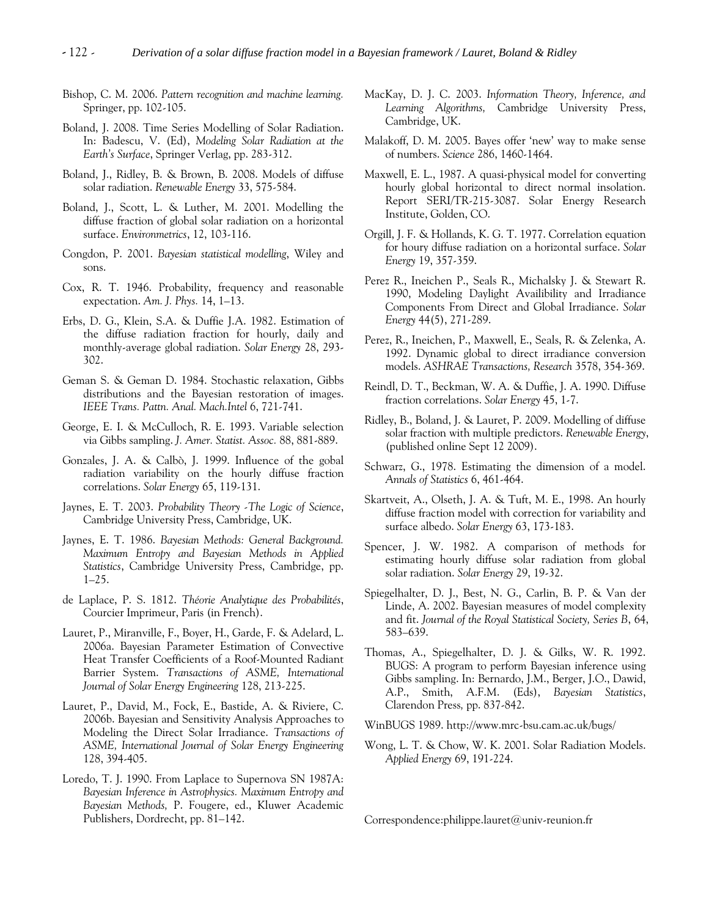Bishop, C. M. 2006. *Pattern recognition and machine learning.* Springer, pp. 102-105.

Boland, J. 2008. Time Series Modelling of Solar Radiation. In: Badescu, V. (Ed), *Modeling Solar Radiation at the Earth's Surface*, Springer Verlag, pp. 283-312.

Boland, J., Ridley, B. & Brown, B. 2008. Models of diffuse solar radiation. *Renewable Energy* 33, 575-584.

Boland, J., Scott, L. & Luther, M. 2001. Modelling the diffuse fraction of global solar radiation on a horizontal surface. *Environmetrics*, 12, 103-116.

Congdon, P. 2001. *Bayesian statistical modelling*, Wiley and sons.

Cox, R. T. 1946. Probability, frequency and reasonable expectation. *Am. J. Phys.* 14, 1–13.

Erbs, D. G., Klein, S.A. & Duffie J.A. 1982. Estimation of the diffuse radiation fraction for hourly, daily and monthly-average global radiation. *Solar Energy* 28, 293-302.

Geman S. & Geman D. 1984. Stochastic relaxation, Gibbs distributions and the Bayesian restoration of images. *IEEE Trans. Pattn. Anal. Mach.Intel* 6, 721-741.

George, E. I. & McCulloch, R. E. 1993. Variable selection via Gibbs sampling. *J. Amer. Statist. Assoc.* 88, 881-889.

Gonzales, J. A. & Calbò, J. 1999. Influence of the gobal radiation variability on the hourly diffuse fraction correlations. *Solar Energy* 65, 119-131.

Jaynes, E. T. 2003. *Probability Theory -The Logic of Science*, Cambridge University Press, Cambridge, UK.

Jaynes, E. T. 1986. *Bayesian Methods: General Background. Maximum Entropy and Bayesian Methods in Applied Statistics*, Cambridge University Press, Cambridge, pp. 1–25.

de Laplace, P. S. 1812. *Théorie Analytique des Probabilités*, Courcier Imprimeur, Paris (in French).

Lauret, P., Miranville, F., Boyer, H., Garde, F. & Adelard, L. 2006a. Bayesian Parameter Estimation of Convective Heat Transfer Coefficients of a Roof-Mounted Radiant Barrier System. *Transactions of ASME, International Journal of Solar Energy Engineering* 128, 213-225.

Lauret, P., David, M., Fock, E., Bastide, A. & Riviere, C. 2006b. Bayesian and Sensitivity Analysis Approaches to Modeling the Direct Solar Irradiance. *Transactions of ASME, International Journal of Solar Energy Engineering* 128, 394-405.

Loredo, T. J. 1990. From Laplace to Supernova SN 1987A: *Bayesian Inference in Astrophysics. Maximum Entropy and Bayesian Methods,* P. Fougere, ed., Kluwer Academic Publishers, Dordrecht, pp. 81–142.

MacKay, D. J. C. 2003. *Information Theory, Inference, and Learning Algorithms,* Cambridge University Press, Cambridge, UK.

Malakoff, D. M. 2005. Bayes offer 'new' way to make sense of numbers. *Science* 286, 1460-1464.

Maxwell, E. L., 1987. A quasi-physical model for converting hourly global horizontal to direct normal insolation. Report SERI/TR-215-3087. Solar Energy Research Institute, Golden, CO.

Orgill, J. F. & Hollands, K. G. T. 1977. Correlation equation for houry diffuse radiation on a horizontal surface. *Solar Energy* 19, 357-359.

Perez R., Ineichen P., Seals R., Michalsky J. & Stewart R. 1990, Modeling Daylight Availibility and Irradiance Components From Direct and Global Irradiance. *Solar Energy* 44(5), 271-289.

Perez, R., Ineichen, P., Maxwell, E., Seals, R. & Zelenka, A. 1992. Dynamic global to direct irradiance conversion models. *ASHRAE Transactions, Research* 3578, 354-369.

Reindl, D. T., Beckman, W. A. & Duffie, J. A. 1990. Diffuse fraction correlations. *Solar Energy* 45, 1-7.

Ridley, B., Boland, J. & Lauret, P. 2009. Modelling of diffuse solar fraction with multiple predictors. *Renewable Energy*, (published online Sept 12 2009).

Schwarz, G., 1978. Estimating the dimension of a model. *Annals of Statistics* 6, 461-464.

Skartveit, A., Olseth, J. A. & Tuft, M. E., 1998. An hourly diffuse fraction model with correction for variability and surface albedo. *Solar Energy* 63, 173-183.

Spencer, J. W. 1982. A comparison of methods for estimating hourly diffuse solar radiation from global solar radiation. *Solar Energy* 29, 19-32.

Spiegelhalter, D. J., Best, N. G., Carlin, B. P. & Van der Linde, A. 2002. Bayesian measures of model complexity and fit. *Journal of the Royal Statistical Society, Series B*, 64, 583–639.

Thomas, A., Spiegelhalter, D. J. & Gilks, W. R. 1992. BUGS: A program to perform Bayesian inference using Gibbs sampling. In: Bernardo, J.M., Berger, J.O., Dawid, A.P., Smith, A.F.M. (Eds), *Bayesian Statistics*, Clarendon Press*,* pp. 837-842.

WinBUGS 1989. http://www.mrc-bsu.cam.ac.uk/bugs/

Wong, L. T. & Chow, W. K. 2001. Solar Radiation Models. *Applied Energy* 69, 191-224.

Correspondence:philippe.lauret@univ-reunion.fr